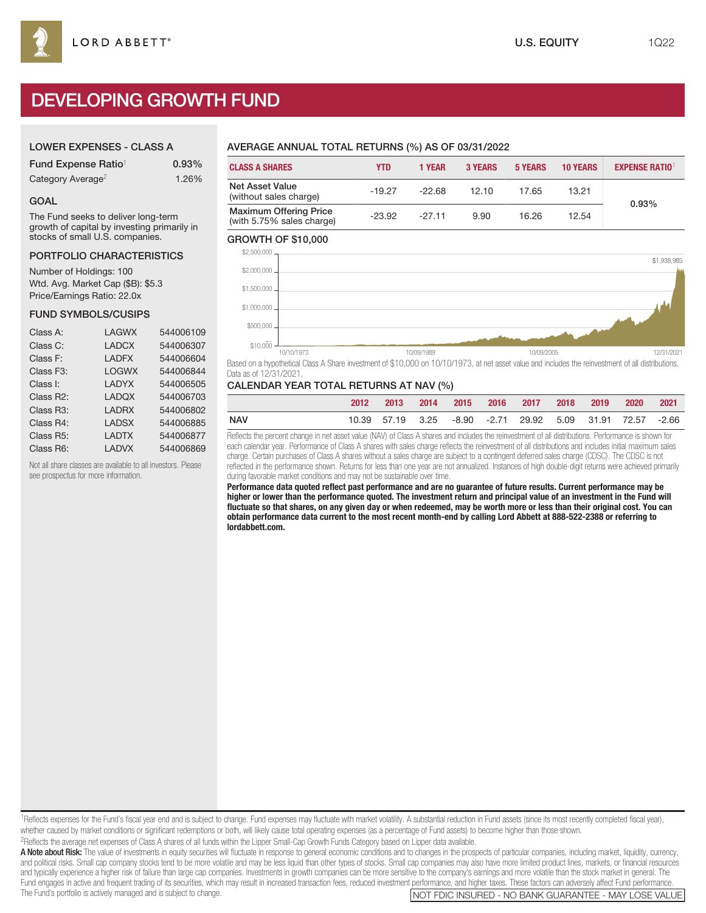LORD ABBETT®

U.S. EQUITY 1Q22

# DEVELOPING GROWTH FUND

## LOWER EXPENSES - CLASS A

| | |
|---|---|
| Fund Expense Ratio[1] | 0.93% |
| Category Average[2] | 1.26% |

## GOAL

The Fund seeks to deliver long-term growth of capital by investing primarily in stocks of small U.S. companies.

## PORTFOLIO CHARACTERISTICS

Number of Holdings: 100
Wtd. Avg. Market Cap ($B): $5.3
Price/Earnings Ratio: 22.0x

## FUND SYMBOLS/CUSIPS

| | | |
|---|---|---|
| Class A: | LAGWX | 544006109 |
| Class C: | LADCX | 544006307 |
| Class F: | LADFX | 544006604 |
| Class F3: | LOGWX | 544006844 |
| Class I: | LADYX | 544006505 |
| Class R2: | LADQX | 544006703 |
| Class R3: | LADRX | 544006802 |
| Class R4: | LADSX | 544006885 |
| Class R5: | LADTX | 544006877 |
| Class R6: | LADVX | 544006869 |

Not all share classes are available to all investors. Please see prospectus for more information.

## AVERAGE ANNUAL TOTAL RETURNS (%) AS OF 03/31/2022

| CLASS A SHARES | YTD | 1 YEAR | 3 YEARS | 5 YEARS | 10 YEARS | EXPENSE RATIO[1] |
|---|---|---|---|---|---|---|
| Net Asset Value (without sales charge) | -19.27 | -22.68 | 12.10 | 17.65 | 13.21 | 0.93% |
| Maximum Offering Price (with 5.75% sales charge) | -23.92 | -27.11 | 9.90 | 16.26 | 12.54 | |

## GROWTH OF $10,000

$1,938,985

Based on a hypothetical Class A Share investment of $10,000 on 10/10/1973, at net asset value and includes the reinvestment of all distributions. Data as of 12/31/2021.

## CALENDAR YEAR TOTAL RETURNS AT NAV (%)

| | 2012 | 2013 | 2014 | 2015 | 2016 | 2017 | 2018 | 2019 | 2020 | 2021 |
|---|---|---|---|---|---|---|---|---|---|---|
| NAV | 10.39 | 57.19 | 3.25 | -8.90 | -2.71 | 29.92 | 5.09 | 31.91 | 72.57 | -2.66 |

Reflects the percent change in net asset value (NAV) of Class A shares and includes the reinvestment of all distributions. Performance is shown for each calendar year. Performance of Class A shares with sales charge reflects the reinvestment of all distributions and includes initial maximum sales charge. Certain purchases of Class A shares without a sales charge are subject to a contingent deferred sales charge (CDSC). The CDSC is not reflected in the performance shown. Returns for less than one year are not annualized. Instances of high double-digit returns were achieved primarily during favorable market conditions and may not be sustainable over time.

**Performance data quoted reflect past performance and are no guarantee of future results. Current performance may be higher or lower than the performance quoted. The investment return and principal value of an investment in the Fund will fluctuate so that shares, on any given day or when redeemed, may be worth more or less than their original cost. You can obtain performance data current to the most recent month-end by calling Lord Abbett at 888-522-2388 or referring to lordabbett.com.**

[1]Reflects expenses for the Fund's fiscal year end and is subject to change. Fund expenses may fluctuate with market volatility. A substantial reduction in Fund assets (since its most recently completed fiscal year), whether caused by market conditions or significant redemptions or both, will likely cause total operating expenses (as a percentage of Fund assets) to become higher than those shown.

[2]Reflects the average net expenses of Class A shares of all funds within the Lipper Small-Cap Growth Funds Category based on Lipper data available.

**A Note about Risk:** The value of investments in equity securities will fluctuate in response to general economic conditions and to changes in the prospects of particular companies, including market, liquidity, currency, and political risks. Small cap company stocks tend to be more volatile and may be less liquid than other types of stocks. Small cap companies may also have more limited product lines, markets, or financial resources and typically experience a higher risk of failure than large cap companies. Investments in growth companies can be more sensitive to the company's earnings and more volatile than the stock market in general. The Fund engages in active and frequent trading of its securities, which may result in increased transaction fees, reduced investment performance, and higher taxes. These factors can adversely affect Fund performance. The Fund's portfolio is actively managed and is subject to change.

NOT FDIC INSURED - NO BANK GUARANTEE - MAY LOSE VALUE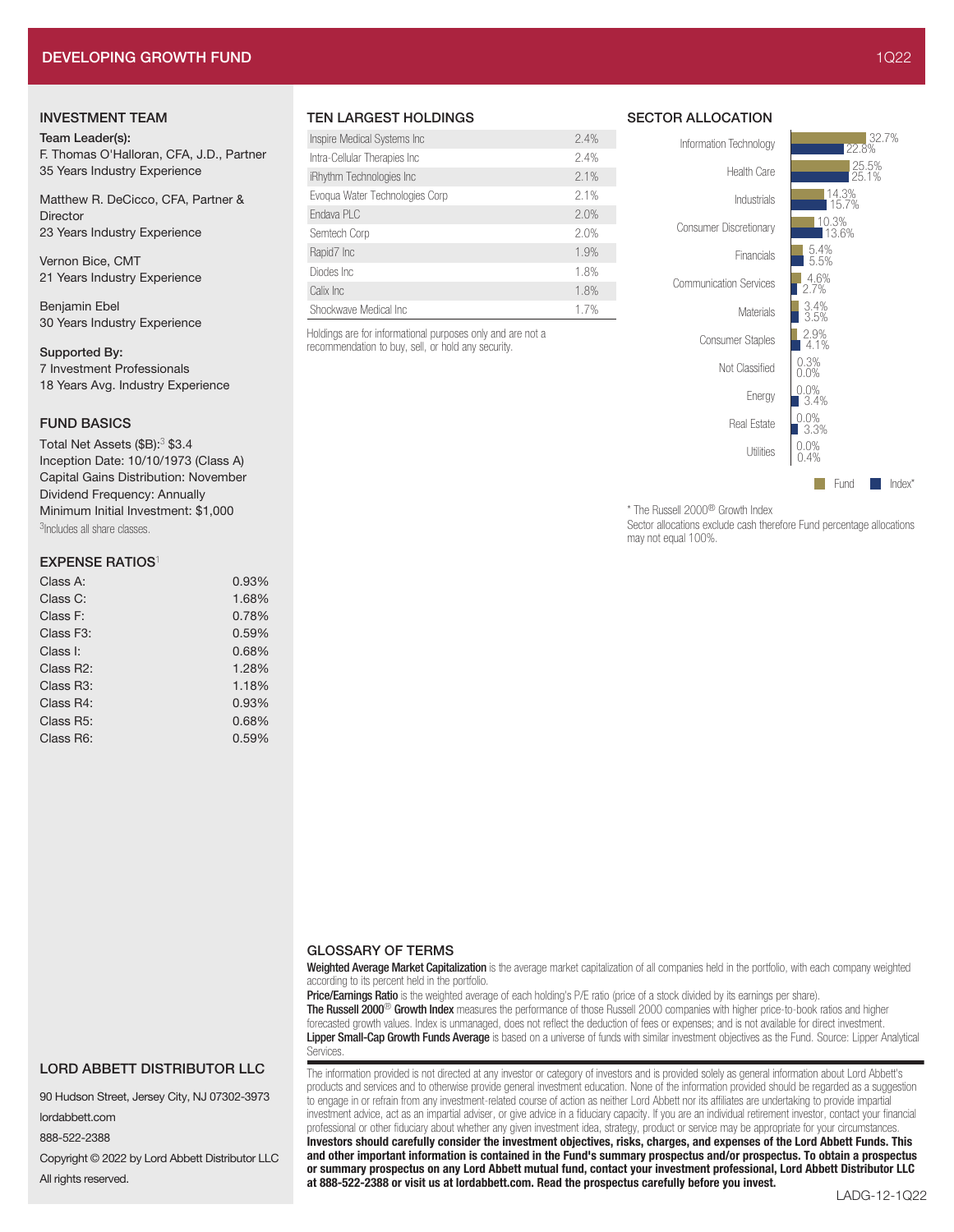## INVESTMENT TEAM

**Team Leader(s):**
F. Thomas O'Halloran, CFA, J.D., Partner
35 Years Industry Experience

Matthew R. DeCicco, CFA, Partner & Director
23 Years Industry Experience

Vernon Bice, CMT
21 Years Industry Experience

Benjamin Ebel
30 Years Industry Experience

**Supported By:**
7 Investment Professionals
18 Years Avg. Industry Experience

## FUND BASICS

Total Net Assets ($B):[3] $3.4
Inception Date: 10/10/1973 (Class A)
Capital Gains Distribution: November
Dividend Frequency: Annually
Minimum Initial Investment: $1,000
[3]Includes all share classes.

## EXPENSE RATIOS[1]

| | |
|---|---|
| Class A: | 0.93% |
| Class C: | 1.68% |
| Class F: | 0.78% |
| Class F3: | 0.59% |
| Class I: | 0.68% |
| Class R2: | 1.28% |
| Class R3: | 1.18% |
| Class R4: | 0.93% |
| Class R5: | 0.68% |
| Class R6: | 0.59% |

## TEN LARGEST HOLDINGS

| | |
|---|---|
| Inspire Medical Systems Inc | 2.4% |
| Intra-Cellular Therapies Inc | 2.4% |
| iRhythm Technologies Inc | 2.1% |
| Evoqua Water Technologies Corp | 2.1% |
| Endava PLC | 2.0% |
| Semtech Corp | 2.0% |
| Rapid7 Inc | 1.9% |
| Diodes Inc | 1.8% |
| Calix Inc | 1.8% |
| Shockwave Medical Inc | 1.7% |

Holdings are for informational purposes only and are not a recommendation to buy, sell, or hold any security.

## SECTOR ALLOCATION

Information Technology 32.7% 22.8%
Health Care 25.5% 25.1%
Industrials 14.3% 15.7%
Consumer Discretionary 10.3% 13.6%
Financials 5.4% 5.5%
Communication Services 4.6% 2.7%
Materials 3.4% 3.5%
Consumer Staples 2.9% 4.1%
Not Classified 0.3% 0.0%
Energy 0.0% 3.4%
Real Estate 0.0% 3.3%
Utilities 0.0% 0.4%

Fund Index*

* The Russell 2000® Growth Index
Sector allocations exclude cash therefore Fund percentage allocations may not equal 100%.

## GLOSSARY OF TERMS

**Weighted Average Market Capitalization** is the average market capitalization of all companies held in the portfolio, with each company weighted according to its percent held in the portfolio.
**Price/Earnings Ratio** is the weighted average of each holding's P/E ratio (price of a stock divided by its earnings per share).
**The Russell 2000® Growth Index** measures the performance of those Russell 2000 companies with higher price-to-book ratios and higher forecasted growth values. Index is unmanaged, does not reflect the deduction of fees or expenses; and is not available for direct investment.
**Lipper Small-Cap Growth Funds Average** is based on a universe of funds with similar investment objectives as the Fund. Source: Lipper Analytical Services.

The information provided is not directed at any investor or category of investors and is provided solely as general information about Lord Abbett's products and services and to otherwise provide general investment education. None of the information provided should be regarded as a suggestion to engage in or refrain from any investment-related course of action as neither Lord Abbett nor its affiliates are undertaking to provide impartial investment advice, act as an impartial adviser, or give advice in a fiduciary capacity. If you are an individual retirement investor, contact your financial professional or other fiduciary about whether any given investment idea, strategy, product or service may be appropriate for your circumstances.
**Investors should carefully consider the investment objectives, risks, charges, and expenses of the Lord Abbett Funds. This and other important information is contained in the Fund's summary prospectus and/or prospectus. To obtain a prospectus or summary prospectus on any Lord Abbett mutual fund, contact your investment professional, Lord Abbett Distributor LLC at 888-522-2388 or visit us at lordabbett.com. Read the prospectus carefully before you invest.**

## LORD ABBETT DISTRIBUTOR LLC

90 Hudson Street, Jersey City, NJ 07302-3973
lordabbett.com
888-522-2388
Copyright © 2022 by Lord Abbett Distributor LLC
All rights reserved.

LADG-12-1Q22